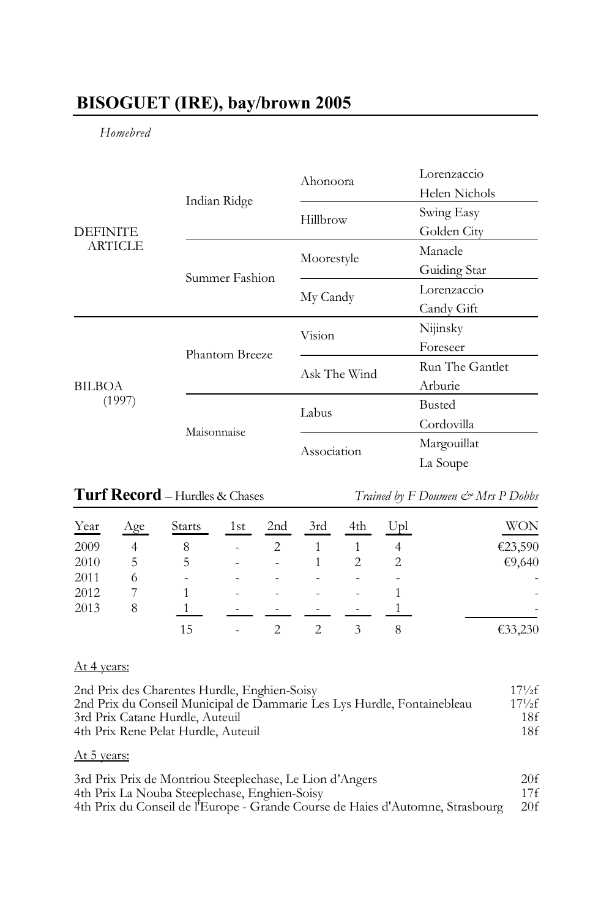## BISOGUET (IRE), bay/brown 2005

*Homebred*

| | | | |
|---|---|---|---|
| DEFINITE ARTICLE | Indian Ridge | Ahonoora | Lorenzaccio |
| | | | Helen Nichols |
| | | Hillbrow | Swing Easy |
| | | | Golden City |
| | Summer Fashion | Moorestyle | Manacle |
| | | | Guiding Star |
| | | My Candy | Lorenzaccio |
| | | | Candy Gift |
| BILBOA (1997) | Phantom Breeze | Vision | Nijinsky |
| | | | Foreseer |
| | | Ask The Wind | Run The Gantlet |
| | | | Arburie |
| | Maisonnaise | Labus | Busted |
| | | | Cordovilla |
| | | Association | Margouillat |
| | | | La Soupe |

**Turf Record** – Hurdles & Chases *Trained by F Doumen & Mrs P Dobbs*

| Year | Age | Starts | 1st | 2nd | 3rd | 4th | Upl | WON |
|---|---|---|---|---|---|---|---|---|
| 2009 | 4 | 8 | - | 2 | 1 | 1 | 4 | €23,590 |
| 2010 | 5 | 5 | - | - | 1 | 2 | 2 | €9,640 |
| 2011 | 6 | - | - | - | - | - | - | - |
| 2012 | 7 | 1 | - | - | - | - | 1 | - |
| 2013 | 8 | 1 | - | - | - | - | 1 | - |
| | | 15 | - | 2 | 2 | 3 | 8 | €33,230 |

At 4 years:

| | |
|---|---|
| 2nd Prix des Charentes Hurdle, Enghien-Soisy | 17½f |
| 2nd Prix du Conseil Municipal de Dammarie Les Lys Hurdle, Fontainebleau | 17½f |
| 3rd Prix Catane Hurdle, Auteuil | 18f |
| 4th Prix Rene Pelat Hurdle, Auteuil | 18f |

At 5 years:

| | |
|---|---|
| 3rd Prix Prix de Montriou Steeplechase, Le Lion d'Angers | 20f |
| 4th Prix La Nouba Steeplechase, Enghien-Soisy | 17f |
| 4th Prix du Conseil de l'Europe - Grande Course de Haies d'Automne, Strasbourg | 20f |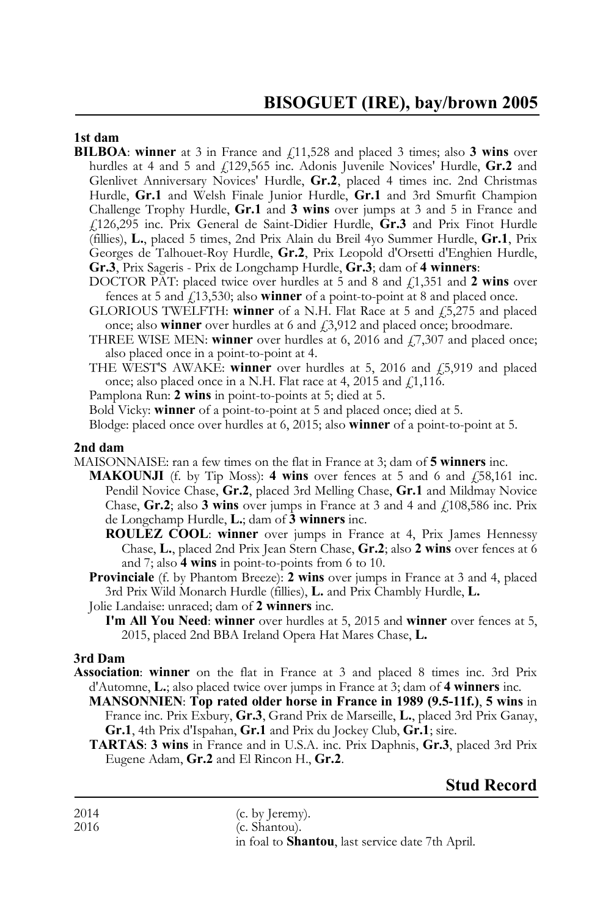## BISOGUET (IRE), bay/brown 2005

**1st dam**

**BILBOA**: **winner** at 3 in France and £11,528 and placed 3 times; also **3 wins** over hurdles at 4 and 5 and £129,565 inc. Adonis Juvenile Novices' Hurdle, **Gr.2** and Glenlivet Anniversary Novices' Hurdle, **Gr.2**, placed 4 times inc. 2nd Christmas Hurdle, **Gr.1** and Welsh Finale Junior Hurdle, **Gr.1** and 3rd Smurfit Champion Challenge Trophy Hurdle, **Gr.1** and **3 wins** over jumps at 3 and 5 in France and £126,295 inc. Prix General de Saint-Didier Hurdle, **Gr.3** and Prix Finot Hurdle (fillies), **L.**, placed 5 times, 2nd Prix Alain du Breil 4yo Summer Hurdle, **Gr.1**, Prix Georges de Talhouet-Roy Hurdle, **Gr.2**, Prix Leopold d'Orsetti d'Enghien Hurdle, **Gr.3**, Prix Sageris - Prix de Longchamp Hurdle, **Gr.3**; dam of **4 winners**:

DOCTOR PAT: placed twice over hurdles at 5 and 8 and £1,351 and **2 wins** over fences at 5 and £13,530; also **winner** of a point-to-point at 8 and placed once.

GLORIOUS TWELFTH: **winner** of a N.H. Flat Race at 5 and £5,275 and placed once; also **winner** over hurdles at 6 and £3,912 and placed once; broodmare.

THREE WISE MEN: **winner** over hurdles at 6, 2016 and £7,307 and placed once; also placed once in a point-to-point at 4.

THE WEST'S AWAKE: **winner** over hurdles at 5, 2016 and £5,919 and placed once; also placed once in a N.H. Flat race at 4, 2015 and £1,116.

Pamplona Run: **2 wins** in point-to-points at 5; died at 5.

Bold Vicky: **winner** of a point-to-point at 5 and placed once; died at 5.

Blodge: placed once over hurdles at 6, 2015; also **winner** of a point-to-point at 5.

**2nd dam**

MAISONNAISE: ran a few times on the flat in France at 3; dam of **5 winners** inc.

**MAKOUNJI** (f. by Tip Moss): **4 wins** over fences at 5 and 6 and £58,161 inc. Pendil Novice Chase, **Gr.2**, placed 3rd Melling Chase, **Gr.1** and Mildmay Novice Chase, **Gr.2**; also **3 wins** over jumps in France at 3 and 4 and £108,586 inc. Prix de Longchamp Hurdle, **L.**; dam of **3 winners** inc.

**ROULEZ COOL**: **winner** over jumps in France at 4, Prix James Hennessy Chase, **L.**, placed 2nd Prix Jean Stern Chase, **Gr.2**; also **2 wins** over fences at 6 and 7; also **4 wins** in point-to-points from 6 to 10.

**Provinciale** (f. by Phantom Breeze): **2 wins** over jumps in France at 3 and 4, placed 3rd Prix Wild Monarch Hurdle (fillies), **L.** and Prix Chambly Hurdle, **L.**

Jolie Landaise: unraced; dam of **2 winners** inc.

**I'm All You Need**: **winner** over hurdles at 5, 2015 and **winner** over fences at 5, 2015, placed 2nd BBA Ireland Opera Hat Mares Chase, **L.**

**3rd Dam**

**Association**: **winner** on the flat in France at 3 and placed 8 times inc. 3rd Prix d'Automne, **L.**; also placed twice over jumps in France at 3; dam of **4 winners** inc.

**MANSONNIEN**: **Top rated older horse in France in 1989 (9.5-11f.)**, **5 wins** in France inc. Prix Exbury, **Gr.3**, Grand Prix de Marseille, **L.**, placed 3rd Prix Ganay, **Gr.1**, 4th Prix d'Ispahan, **Gr.1** and Prix du Jockey Club, **Gr.1**; sire.

**TARTAS**: **3 wins** in France and in U.S.A. inc. Prix Daphnis, **Gr.3**, placed 3rd Prix Eugene Adam, **Gr.2** and El Rincon H., **Gr.2**.

## Stud Record

| | |
|---|---|
| 2014 | (c. by Jeremy). |
| 2016 | (c. Shantou). |
| | in foal to **Shantou**, last service date 7th April. |